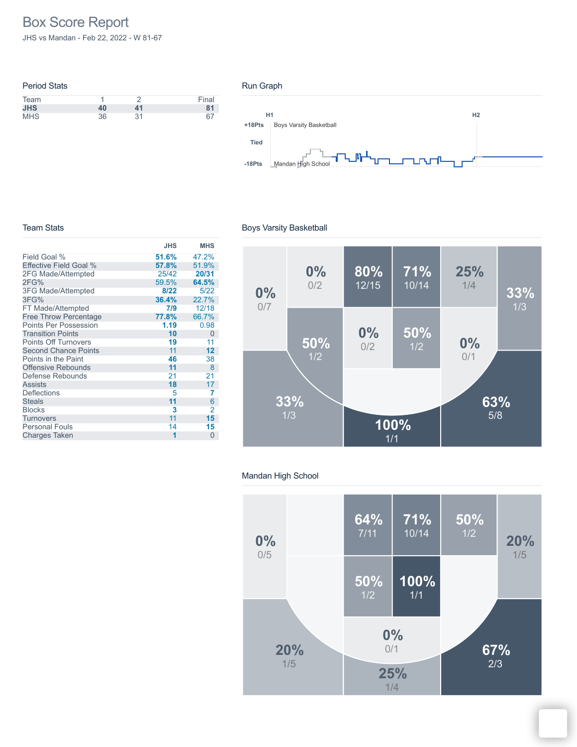# Box Score Report

JHS vs Mandan - Feb 22, 2022 - W 81-67

## Period Stats

| Team | 1 | 2 | Final |
|---|---|---|---|
| **JHS** | **40** | **41** | **81** |
| MHS | 36 | 31 | 67 |

## Run Graph

H1 H2

+18Pts Boys Varsity Basketball

Tied

-18Pts Mandan High School

## Team Stats

| | JHS | MHS |
|---|---|---|
| Field Goal % | **51.6%** | 47.2% |
| Effective Field Goal % | **57.8%** | 51.9% |
| 2FG Made/Attempted | 25/42 | **20/31** |
| 2FG% | 59.5% | **64.5%** |
| 3FG Made/Attempted | **8/22** | 5/22 |
| 3FG% | **36.4%** | 22.7% |
| FT Made/Attempted | **7/9** | 12/18 |
| Free Throw Percentage | **77.8%** | 66.7% |
| Points Per Possession | **1.19** | 0.98 |
| Transition Points | **10** | 0 |
| Points Off Turnovers | **19** | 11 |
| Second Chance Points | 11 | **12** |
| Points in the Paint | **46** | 38 |
| Offensive Rebounds | **11** | 8 |
| Defense Rebounds | 21 | 21 |
| Assists | **18** | 17 |
| Deflections | 5 | **7** |
| Steals | **11** | 6 |
| Blocks | **3** | 2 |
| Turnovers | 11 | **15** |
| Personal Fouls | 14 | **15** |
| Charges Taken | **1** | 0 |

## Boys Varsity Basketball

0% 0/7 · 0% 0/2 · 80% 12/15 · 71% 10/14 · 25% 1/4 · 33% 1/3 · 50% 1/2 · 0% 0/2 · 50% 1/2 · 0% 0/1 · 33% 1/3 · 100% 1/1 · 63% 5/8

## Mandan High School

0% 0/5 · 64% 7/11 · 71% 10/14 · 50% 1/2 · 20% 1/5 · 50% 1/2 · 100% 1/1 · 0% 0/1 · 20% 1/5 · 25% 1/4 · 67% 2/3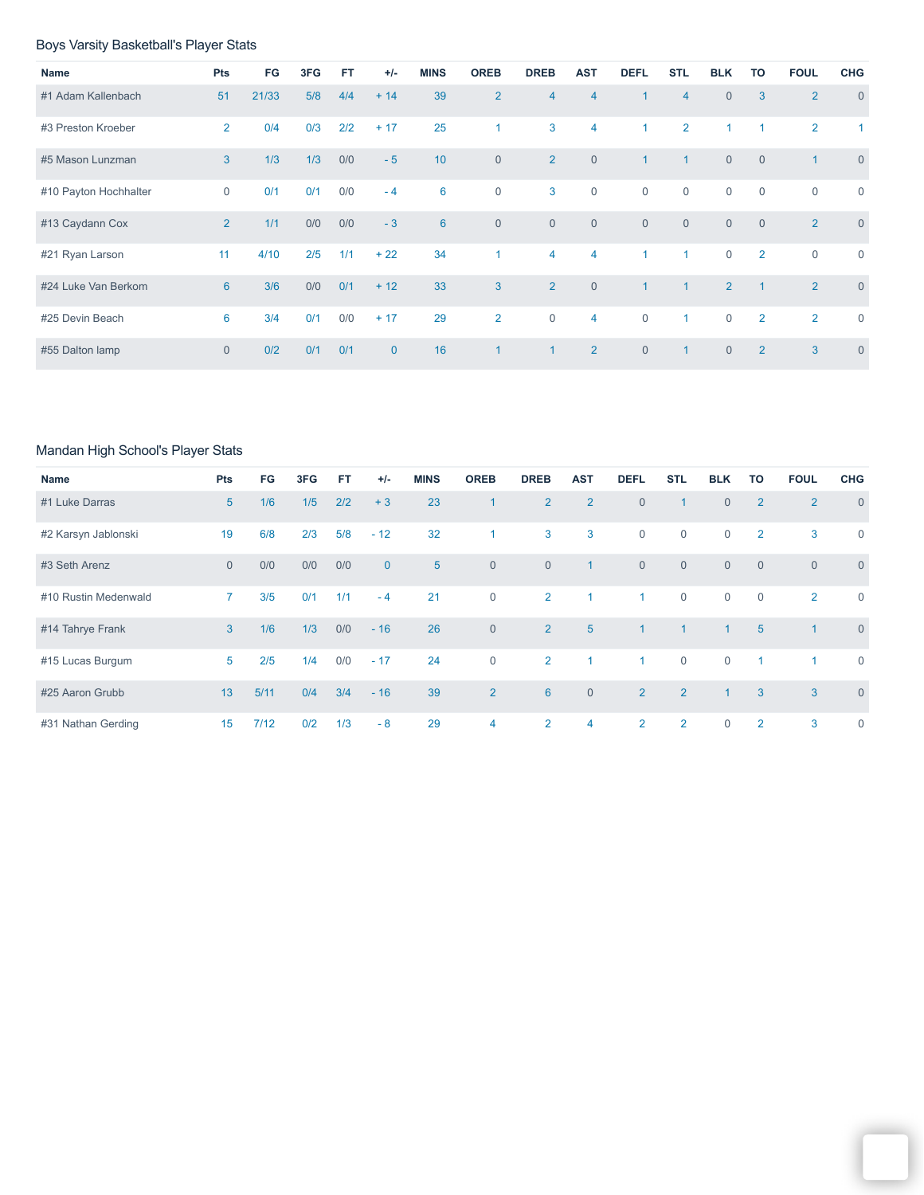Boys Varsity Basketball's Player Stats

| Name | Pts | FG | 3FG | FT | +/- | MINS | OREB | DREB | AST | DEFL | STL | BLK | TO | FOUL | CHG |
|---|---|---|---|---|---|---|---|---|---|---|---|---|---|---|---|
| #1 Adam Kallenbach | 51 | 21/33 | 5/8 | 4/4 | + 14 | 39 | 2 | 4 | 4 | 1 | 4 | 0 | 3 | 2 | 0 |
| #3 Preston Kroeber | 2 | 0/4 | 0/3 | 2/2 | + 17 | 25 | 1 | 3 | 4 | 1 | 2 | 1 | 1 | 2 | 1 |
| #5 Mason Lunzman | 3 | 1/3 | 1/3 | 0/0 | - 5 | 10 | 0 | 2 | 0 | 1 | 1 | 0 | 0 | 1 | 0 |
| #10 Payton Hochhalter | 0 | 0/1 | 0/1 | 0/0 | - 4 | 6 | 0 | 3 | 0 | 0 | 0 | 0 | 0 | 0 | 0 |
| #13 Caydann Cox | 2 | 1/1 | 0/0 | 0/0 | - 3 | 6 | 0 | 0 | 0 | 0 | 0 | 0 | 0 | 2 | 0 |
| #21 Ryan Larson | 11 | 4/10 | 2/5 | 1/1 | + 22 | 34 | 1 | 4 | 4 | 1 | 1 | 0 | 2 | 0 | 0 |
| #24 Luke Van Berkom | 6 | 3/6 | 0/0 | 0/1 | + 12 | 33 | 3 | 2 | 0 | 1 | 1 | 2 | 1 | 2 | 0 |
| #25 Devin Beach | 6 | 3/4 | 0/1 | 0/0 | + 17 | 29 | 2 | 0 | 4 | 0 | 1 | 0 | 2 | 2 | 0 |
| #55 Dalton lamp | 0 | 0/2 | 0/1 | 0/1 | 0 | 16 | 1 | 1 | 2 | 0 | 1 | 0 | 2 | 3 | 0 |

Mandan High School's Player Stats

| Name | Pts | FG | 3FG | FT | +/- | MINS | OREB | DREB | AST | DEFL | STL | BLK | TO | FOUL | CHG |
|---|---|---|---|---|---|---|---|---|---|---|---|---|---|---|---|
| #1 Luke Darras | 5 | 1/6 | 1/5 | 2/2 | + 3 | 23 | 1 | 2 | 2 | 0 | 1 | 0 | 2 | 2 | 0 |
| #2 Karsyn Jablonski | 19 | 6/8 | 2/3 | 5/8 | - 12 | 32 | 1 | 3 | 3 | 0 | 0 | 0 | 2 | 3 | 0 |
| #3 Seth Arenz | 0 | 0/0 | 0/0 | 0/0 | 0 | 5 | 0 | 0 | 1 | 0 | 0 | 0 | 0 | 0 | 0 |
| #10 Rustin Medenwald | 7 | 3/5 | 0/1 | 1/1 | - 4 | 21 | 0 | 2 | 1 | 1 | 0 | 0 | 0 | 2 | 0 |
| #14 Tahrye Frank | 3 | 1/6 | 1/3 | 0/0 | - 16 | 26 | 0 | 2 | 5 | 1 | 1 | 1 | 5 | 1 | 0 |
| #15 Lucas Burgum | 5 | 2/5 | 1/4 | 0/0 | - 17 | 24 | 0 | 2 | 1 | 1 | 0 | 0 | 1 | 1 | 0 |
| #25 Aaron Grubb | 13 | 5/11 | 0/4 | 3/4 | - 16 | 39 | 2 | 6 | 0 | 2 | 2 | 1 | 3 | 3 | 0 |
| #31 Nathan Gerding | 15 | 7/12 | 0/2 | 1/3 | - 8 | 29 | 4 | 2 | 4 | 2 | 2 | 0 | 2 | 3 | 0 |